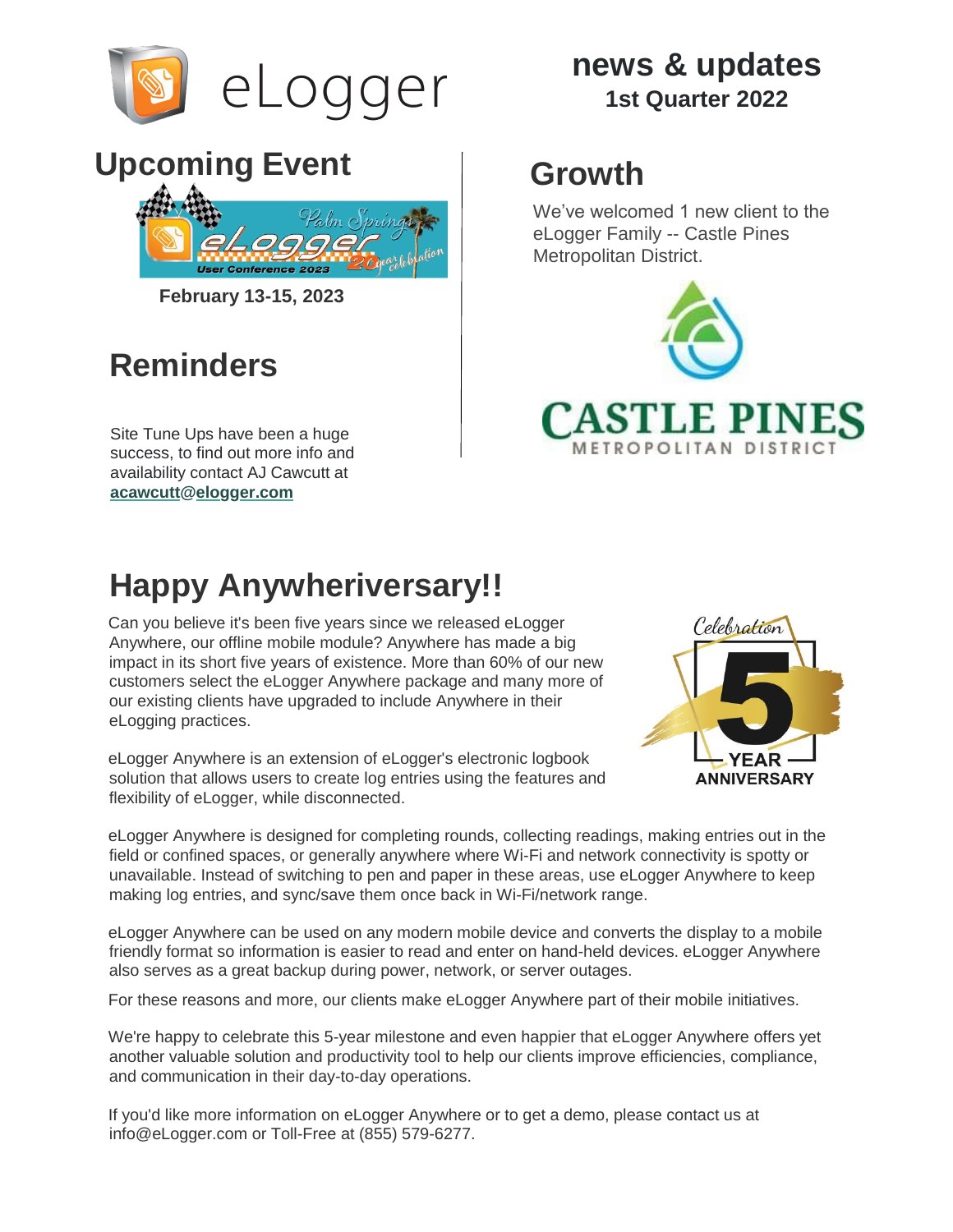# eLogger

**news & updates**
**1st Quarter 2022**

## Upcoming Event

**February 13-15, 2023**

## Reminders

Site Tune Ups have been a huge success, to find out more info and availability contact AJ Cawcutt at **acawcutt@elogger.com**

## Growth

We've welcomed 1 new client to the eLogger Family -- Castle Pines Metropolitan District.

## Happy Anywheriversary!!

Can you believe it's been five years since we released eLogger Anywhere, our offline mobile module? Anywhere has made a big impact in its short five years of existence. More than 60% of our new customers select the eLogger Anywhere package and many more of our existing clients have upgraded to include Anywhere in their eLogging practices.

eLogger Anywhere is an extension of eLogger's electronic logbook solution that allows users to create log entries using the features and flexibility of eLogger, while disconnected.

eLogger Anywhere is designed for completing rounds, collecting readings, making entries out in the field or confined spaces, or generally anywhere where Wi-Fi and network connectivity is spotty or unavailable. Instead of switching to pen and paper in these areas, use eLogger Anywhere to keep making log entries, and sync/save them once back in Wi-Fi/network range.

eLogger Anywhere can be used on any modern mobile device and converts the display to a mobile friendly format so information is easier to read and enter on hand-held devices. eLogger Anywhere also serves as a great backup during power, network, or server outages.

For these reasons and more, our clients make eLogger Anywhere part of their mobile initiatives.

We're happy to celebrate this 5-year milestone and even happier that eLogger Anywhere offers yet another valuable solution and productivity tool to help our clients improve efficiencies, compliance, and communication in their day-to-day operations.

If you'd like more information on eLogger Anywhere or to get a demo, please contact us at info@eLogger.com or Toll-Free at (855) 579-6277.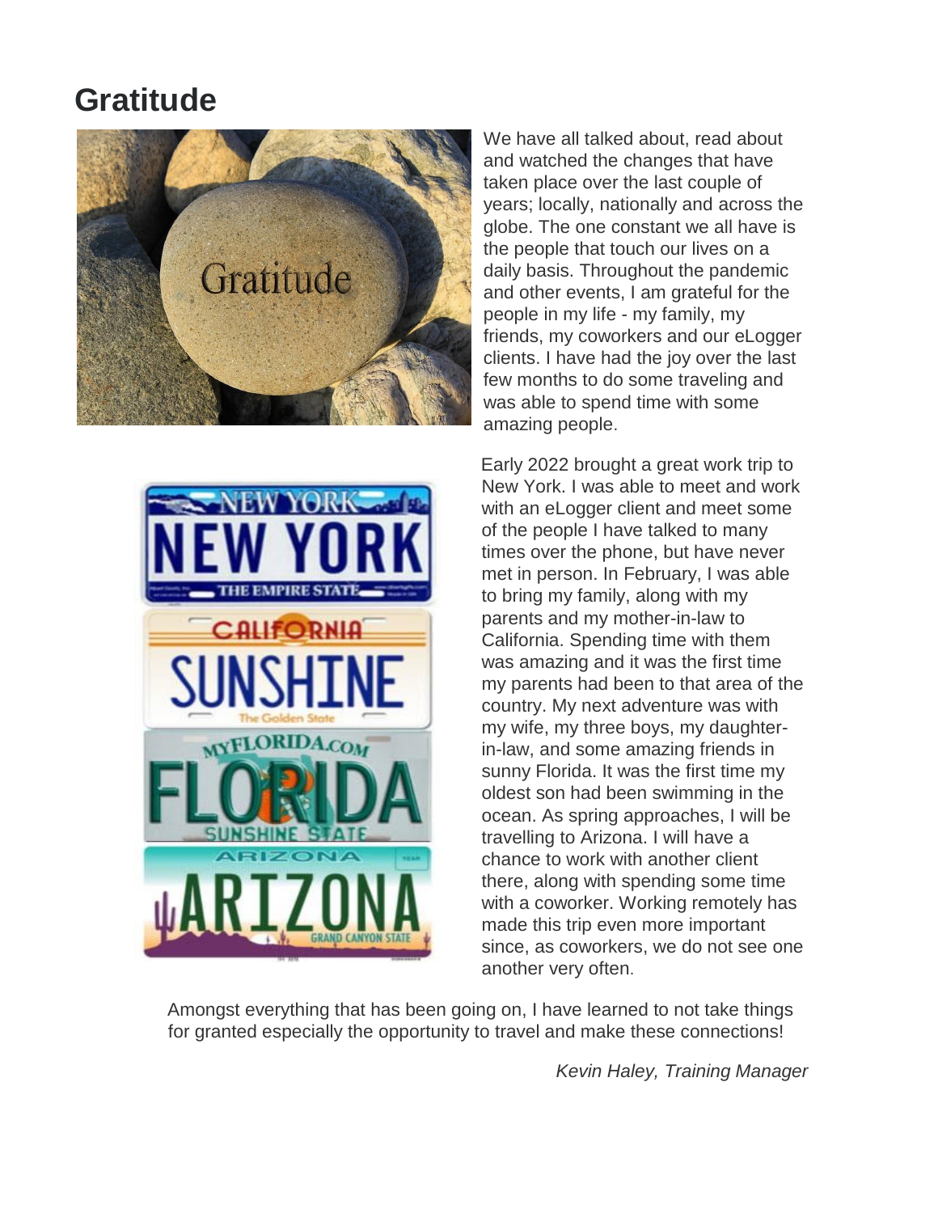# Gratitude

We have all talked about, read about and watched the changes that have taken place over the last couple of years; locally, nationally and across the globe. The one constant we all have is the people that touch our lives on a daily basis. Throughout the pandemic and other events, I am grateful for the people in my life - my family, my friends, my coworkers and our eLogger clients. I have had the joy over the last few months to do some traveling and was able to spend time with some amazing people.

Early 2022 brought a great work trip to New York. I was able to meet and work with an eLogger client and meet some of the people I have talked to many times over the phone, but have never met in person. In February, I was able to bring my family, along with my parents and my mother-in-law to California. Spending time with them was amazing and it was the first time my parents had been to that area of the country. My next adventure was with my wife, my three boys, my daughter-in-law, and some amazing friends in sunny Florida. It was the first time my oldest son had been swimming in the ocean. As spring approaches, I will be travelling to Arizona. I will have a chance to work with another client there, along with spending some time with a coworker. Working remotely has made this trip even more important since, as coworkers, we do not see one another very often.

Amongst everything that has been going on, I have learned to not take things for granted especially the opportunity to travel and make these connections!

*Kevin Haley, Training Manager*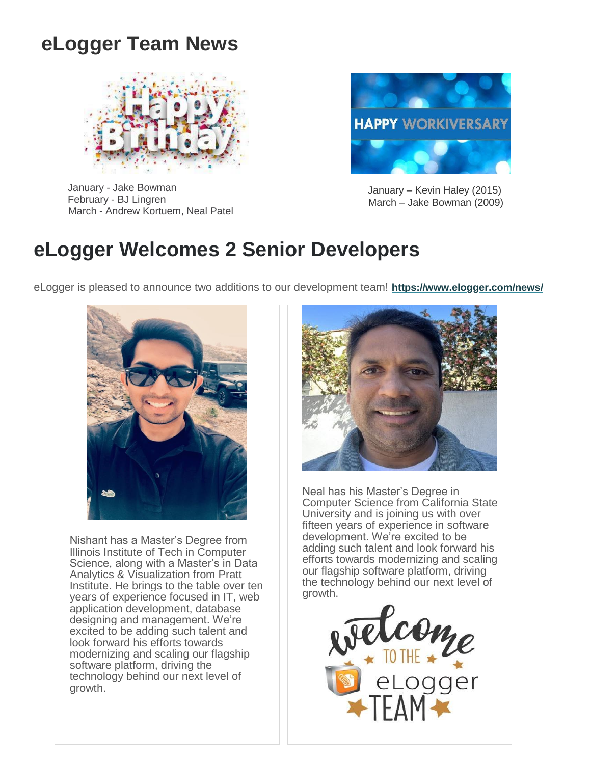# eLogger Team News

January - Jake Bowman
February - BJ Lingren
March - Andrew Kortuem, Neal Patel

January – Kevin Haley (2015)
March – Jake Bowman (2009)

# eLogger Welcomes 2 Senior Developers

eLogger is pleased to announce two additions to our development team! **https://www.elogger.com/news/**

Nishant has a Master's Degree from Illinois Institute of Tech in Computer Science, along with a Master's in Data Analytics & Visualization from Pratt Institute. He brings to the table over ten years of experience focused in IT, web application development, database designing and management. We're excited to be adding such talent and look forward his efforts towards modernizing and scaling our flagship software platform, driving the technology behind our next level of growth.

Neal has his Master's Degree in Computer Science from California State University and is joining us with over fifteen years of experience in software development. We're excited to be adding such talent and look forward his efforts towards modernizing and scaling our flagship software platform, driving the technology behind our next level of growth.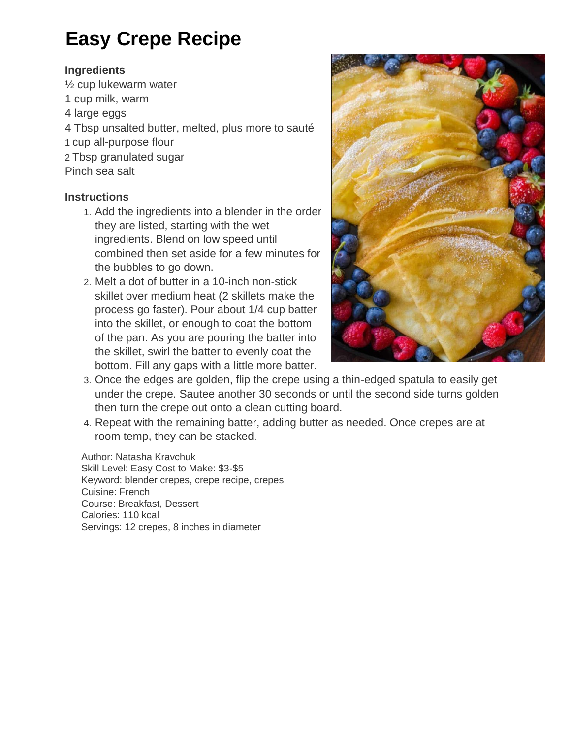# Easy Crepe Recipe

**Ingredients**

½ cup lukewarm water
1 cup milk, warm
4 large eggs
4 Tbsp unsalted butter, melted, plus more to sauté
1 cup all-purpose flour
2 Tbsp granulated sugar
Pinch sea salt

**Instructions**

1. Add the ingredients into a blender in the order they are listed, starting with the wet ingredients. Blend on low speed until combined then set aside for a few minutes for the bubbles to go down.
2. Melt a dot of butter in a 10-inch non-stick skillet over medium heat (2 skillets make the process go faster). Pour about 1/4 cup batter into the skillet, or enough to coat the bottom of the pan. As you are pouring the batter into the skillet, swirl the batter to evenly coat the bottom. Fill any gaps with a little more batter.
3. Once the edges are golden, flip the crepe using a thin-edged spatula to easily get under the crepe. Sautee another 30 seconds or until the second side turns golden then turn the crepe out onto a clean cutting board.
4. Repeat with the remaining batter, adding butter as needed. Once crepes are at room temp, they can be stacked.

Author: Natasha Kravchuk
Skill Level: Easy Cost to Make: $3-$5
Keyword: blender crepes, crepe recipe, crepes
Cuisine: French
Course: Breakfast, Dessert
Calories: 110 kcal
Servings: 12 crepes, 8 inches in diameter